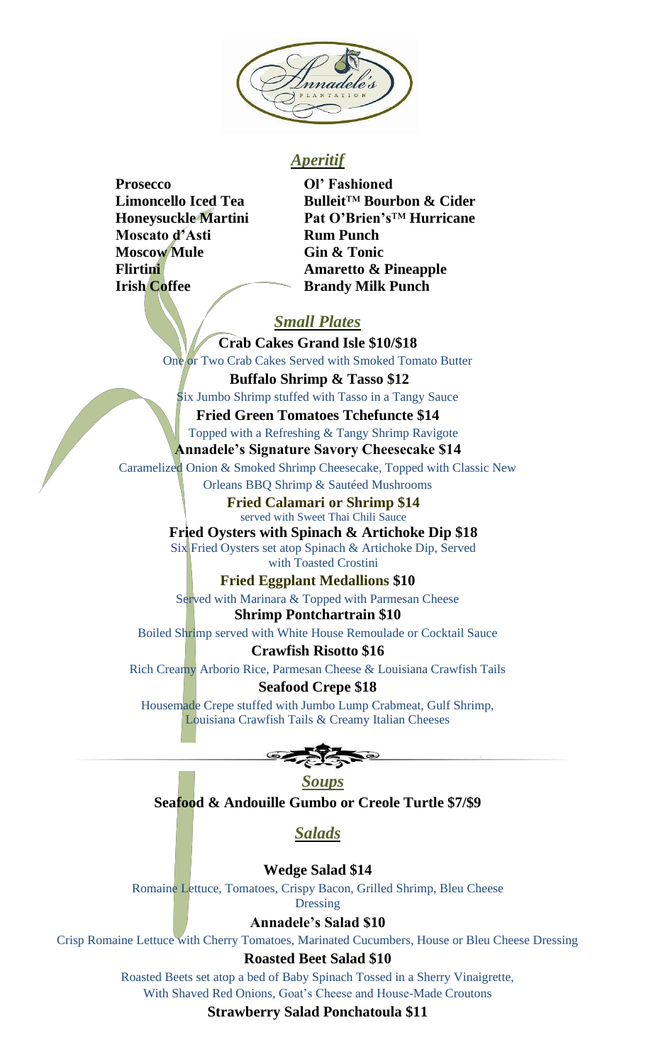# Annadele's Plantation

## *Aperitif*

- **Prosecco**
- **Limoncello Iced Tea**
- **Honeysuckle Martini**
- **Moscato d'Asti**
- **Moscow Mule**
- **Flirtini**
- **Irish Coffee**
- **Ol' Fashioned**
- **Bulleit™ Bourbon & Cider**
- **Pat O'Brien's™ Hurricane**
- **Rum Punch**
- **Gin & Tonic**
- **Amaretto & Pineapple**
- **Brandy Milk Punch**

## *Small Plates*

**Crab Cakes Grand Isle $10/$18**
One or Two Crab Cakes Served with Smoked Tomato Butter

**Buffalo Shrimp & Tasso $12**
Six Jumbo Shrimp stuffed with Tasso in a Tangy Sauce

**Fried Green Tomatoes Tchefuncte $14**
Topped with a Refreshing & Tangy Shrimp Ravigote

**Annadele's Signature Savory Cheesecake $14**
Caramelized Onion & Smoked Shrimp Cheesecake, Topped with Classic New Orleans BBQ Shrimp & Sautéed Mushrooms

**Fried Calamari or Shrimp $14**
served with Sweet Thai Chili Sauce

**Fried Oysters with Spinach & Artichoke Dip $18**
Six Fried Oysters set atop Spinach & Artichoke Dip, Served with Toasted Crostini

**Fried Eggplant Medallions $10**
Served with Marinara & Topped with Parmesan Cheese

**Shrimp Pontchartrain $10**
Boiled Shrimp served with White House Remoulade or Cocktail Sauce

**Crawfish Risotto $16**
Rich Creamy Arborio Rice, Parmesan Cheese & Louisiana Crawfish Tails

**Seafood Crepe $18**
Housemade Crepe stuffed with Jumbo Lump Crabmeat, Gulf Shrimp, Louisiana Crawfish Tails & Creamy Italian Cheeses

## *Soups*

**Seafood & Andouille Gumbo or Creole Turtle $7/$9**

## *Salads*

**Wedge Salad $14**
Romaine Lettuce, Tomatoes, Crispy Bacon, Grilled Shrimp, Bleu Cheese Dressing

**Annadele's Salad $10**
Crisp Romaine Lettuce with Cherry Tomatoes, Marinated Cucumbers, House or Bleu Cheese Dressing

**Roasted Beet Salad $10**
Roasted Beets set atop a bed of Baby Spinach Tossed in a Sherry Vinaigrette, With Shaved Red Onions, Goat's Cheese and House-Made Croutons

**Strawberry Salad Ponchatoula $11**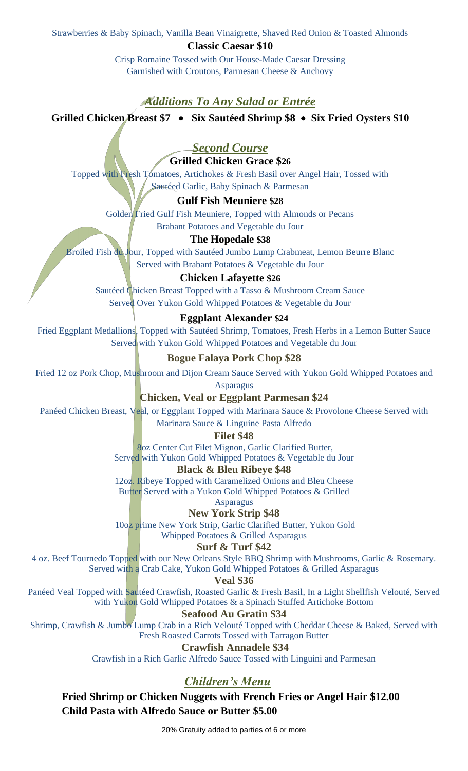Strawberries & Baby Spinach, Vanilla Bean Vinaigrette, Shaved Red Onion & Toasted Almonds

**Classic Caesar $10**

Crisp Romaine Tossed with Our House-Made Caesar Dressing
Garnished with Croutons, Parmesan Cheese & Anchovy

## *Additions To Any Salad or Entrée*

**Grilled Chicken Breast $7 • Six Sautéed Shrimp $8 • Six Fried Oysters $10**

## *Second Course*

**Grilled Chicken Grace $26**

Topped with Fresh Tomatoes, Artichokes & Fresh Basil over Angel Hair, Tossed with Sautéed Garlic, Baby Spinach & Parmesan

**Gulf Fish Meuniere $28**

Golden Fried Gulf Fish Meuniere, Topped with Almonds or Pecans
Brabant Potatoes and Vegetable du Jour

**The Hopedale $38**

Broiled Fish du Jour, Topped with Sautéed Jumbo Lump Crabmeat, Lemon Beurre Blanc
Served with Brabant Potatoes & Vegetable du Jour

**Chicken Lafayette $26**

Sautéed Chicken Breast Topped with a Tasso & Mushroom Cream Sauce
Served Over Yukon Gold Whipped Potatoes & Vegetable du Jour

**Eggplant Alexander $24**

Fried Eggplant Medallions, Topped with Sautéed Shrimp, Tomatoes, Fresh Herbs in a Lemon Butter Sauce
Served with Yukon Gold Whipped Potatoes and Vegetable du Jour

**Bogue Falaya Pork Chop $28**

Fried 12 oz Pork Chop, Mushroom and Dijon Cream Sauce Served with Yukon Gold Whipped Potatoes and Asparagus

**Chicken, Veal or Eggplant Parmesan $24**

Panéed Chicken Breast, Veal, or Eggplant Topped with Marinara Sauce & Provolone Cheese Served with Marinara Sauce & Linguine Pasta Alfredo

**Filet $48**

8oz Center Cut Filet Mignon, Garlic Clarified Butter,
Served with Yukon Gold Whipped Potatoes & Vegetable du Jour

**Black & Bleu Ribeye $48**

12oz. Ribeye Topped with Caramelized Onions and Bleu Cheese Butter Served with a Yukon Gold Whipped Potatoes & Grilled Asparagus

**New York Strip $48**

10oz prime New York Strip, Garlic Clarified Butter, Yukon Gold Whipped Potatoes & Grilled Asparagus

**Surf & Turf $42**

4 oz. Beef Tournedo Topped with our New Orleans Style BBQ Shrimp with Mushrooms, Garlic & Rosemary.
Served with a Crab Cake, Yukon Gold Whipped Potatoes & Grilled Asparagus

**Veal $36**

Panéed Veal Topped with Sautéed Crawfish, Roasted Garlic & Fresh Basil, In a Light Shellfish Velouté, Served with Yukon Gold Whipped Potatoes & a Spinach Stuffed Artichoke Bottom

**Seafood Au Gratin $34**

Shrimp, Crawfish & Jumbo Lump Crab in a Rich Velouté Topped with Cheddar Cheese & Baked, Served with Fresh Roasted Carrots Tossed with Tarragon Butter

**Crawfish Annadele $34**

Crawfish in a Rich Garlic Alfredo Sauce Tossed with Linguini and Parmesan

## *Children's Menu*

**Fried Shrimp or Chicken Nuggets with French Fries or Angel Hair $12.00**

**Child Pasta with Alfredo Sauce or Butter $5.00**

20% Gratuity added to parties of 6 or more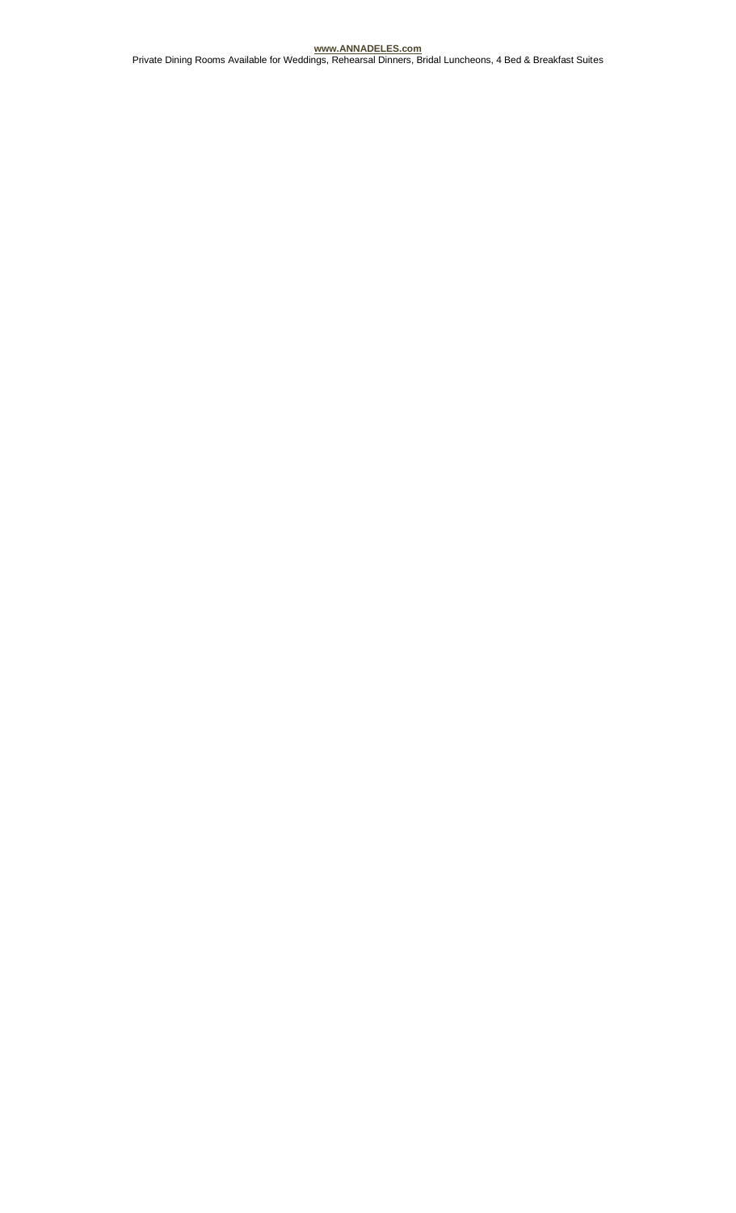**www.ANNADELES.com**

Private Dining Rooms Available for Weddings, Rehearsal Dinners, Bridal Luncheons, 4 Bed & Breakfast Suites